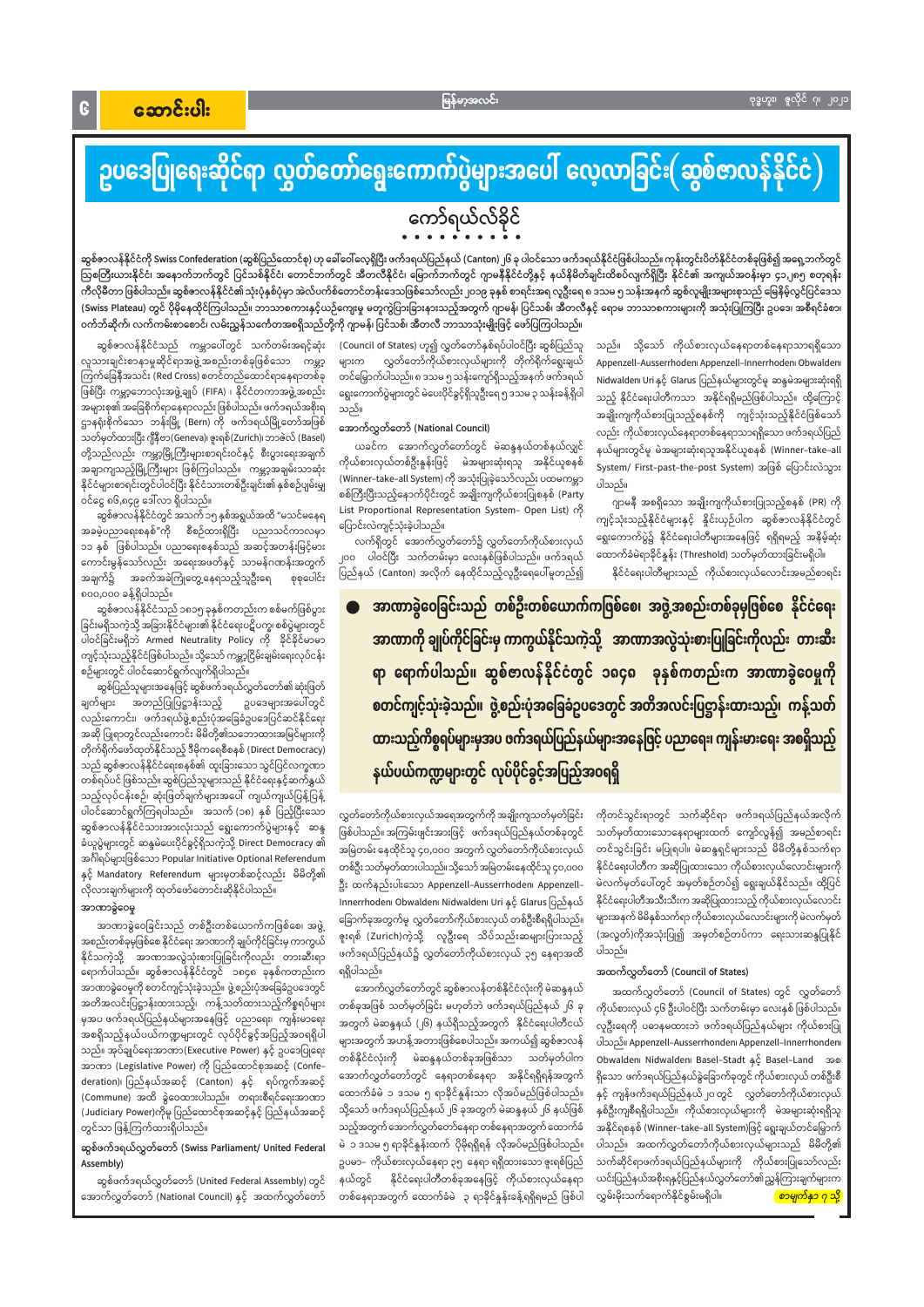# ဥပဒေပြုရေးဆိုင်ရာ လွှတ်တော်ရွေးကောက်ပွဲများအပေါ် လေ့လာခြင်း(ဆွစ်ဇာလန်နိုင်ငံ)

**ကော်ရယ်လ်ခိုင်**

**ဆွစ်ဇာလန်နိုင်ငံကို Swiss Confederation (ဆွစ်ပြည်ထောင်စု) ဟု ခေါ်ဝေါ်လေ့ရှိပြီး ဖက်ဒရယ်ပြည်နယ် (Canton) ၂၆ ခု ပါဝင်သော ဖက်ဒရယ်နိုင်ငံဖြစ်ပါသည်။ ကုန်းတွင်းပိတ်နိုင်ငံတစ်ခုဖြစ်၍ အရှေ့ဘက်တွင် သြစတြီးယားနိုင်ငံ၊ အနောက်ဘက်တွင် ပြင်သစ်နိုင်ငံ၊ တောင်ဘက်တွင် အီတလီနိုင်ငံ၊ မြောက်ဘက်တွင် ဂျာမနီနိုင်ငံတို့နှင့် နယ်နိမိတ်ချင်းထိစပ်လျက်ရှိပြီး နိုင်ငံ၏ အကျယ်အဝန်းမှာ ၄၁,၂၈၅ စတုရန်းကီလိုမီတာ ဖြစ်ပါသည်။ ဆွစ်ဇာလန်နိုင်ငံ၏ သုံးပုံနှစ်ပုံမှာ အဲလ်ပက်စ်တောင်တန်းဒေသဖြစ်သော်လည်း ၂၀၁၉ ခုနှစ် စာရင်းအရ လူဦးရေ ၈ သန်း ၅ သန်းအနက် ဆွစ်လူမျိုးအများစုသည် မြေနိမ့်လွင်ပြင်ဒေသ (Swiss Plateau) တွင် ပိုမိုနေထိုင်ကြပါသည်။ ဘာသာစကားနှင့်ယဉ်ကျေးမှု မတူကွဲပြားခြားနားသည့်အတွက် ဂျာမန်၊ ပြင်သစ်၊ အီတလီနှင့် ရောမ ဘာသာစကားများကို အသုံးပြုကြပြီး ဥပဒေ၊ အစိုးရ်ခံစာ၊ ဝက်ဘ်ဆိုက်၊ လက်ကမ်းစာစောင်၊ လမ်းညွှန်သင်္ကေတအစရှိသည်တို့ကို ဂျာမန်၊ ပြင်သစ်၊ အီတလီ ဘာသာသုံးမျိုးဖြင့် ဖော်ပြကြပါသည်။**

ဆွစ်ဇာလန်နိုင်ငံသည် ကမ္ဘာပေါ်တွင် သက်တမ်းအရင့်ဆုံး လူသားချင်းစာနာမှုဆိုင်ရာအဖွဲ့အစည်းတစ်ခုဖြစ်သော ကမ္ဘာ့ကြက်ခြေနီအသင်း (Red Cross) စတင်တည်ထောင်ရာနေရာတစ်ခုဖြစ်ပြီး ကမ္ဘာ့ဘောလုံးအဖွဲ့ချုပ် (FIFA) ၊ နိုင်ငံတကာအဖွဲ့အစည်းအများအ၏ အခြေစိုက်ရာနေရာလည်း ဖြစ်ပါသည်။ ဖက်ဒရယ်အစိုးရ ဌာနချုပ်ရုံးကိုဘာသာ ဘန်းမြို့ (Bern) ကို ဖက်ဒရယ်မြို့တော်အဖြစ်သတ်မှတ်ထားပြီး ဂျီနီဗာ(Geneva)၊ ဇူးရစ်(Zurich)၊ ဘာဇဲလ် (Basel) တို့သည်လည်း ကမ္ဘာ့မြို့ကြီးများစာရင်းဝင်နှင့် စီးပွားရေးအချက်အချာကျသည့်မြို့ကြီးများ ဖြစ်ကြပါသည်။ ကမ္ဘာ့အချမ်းသာဆုံး နိုင်ငံများစာရင်းတွင်ပါဝင်ပြီး နိုင်ငံသားတစ်ဦးချင်း၏ နှစ်စဉ်ပျမ်းမျှဝင်ငွေ ၈၆,၈၄၉ ဒေါ်လာ ရှိပါသည်။

ဆွစ်ဇာလန်နိုင်ငံတွင် အသက် ၁၅ နှစ်အရွယ်အထိ "မသင်မနေရ အခမဲ့ပညာရေးစနစ်"ကို စီစဉ်ထားရှိပြီး ပညာသင်ကာလမှာ ၁၁ နှစ် ဖြစ်ပါသည်။ ပညာရေးစနစ်သည် အဆင့်အတန်းမြင့်မား ကောင်းမွန်သော်လည်း အရေးအဖတ်နှင့် သာမန်ဂဏန်းအတွက် အချက်၌ အခက်အခဲကြုံတွေ့နေရသည့်သူဦးရေ စုစုပေါင်း ၈၀၀,၀၀၀ ခန့်ရှိပါသည်။

ဆွစ်ဇာလန်နိုင်ငံသည် ၁၈၁၅ ခုနှစ်ကတည်းက စစ်မက်ဖြစ်ပွားခြင်းမရှိသကဲ့သို့ အခြားနိုင်ငံများ၏ နိုင်ငံရေးပဋိပက္ခ စစ်ပွဲများတွင် ပါဝင်ခြင်းမရှိသဲ Armed Neutrality Policy ကို နိုင်ခိုင်မာမာ ကျင့်သုံးသည့်နိုင်ငံဖြစ်ပါသည်။ သို့သော် ကမ္ဘာ့ငြိမ်းချမ်းရေးလုပ်ငန်းစဉ်များတွင် ပါဝင်ဆောင်ရွက်လျက်ရှိပါသည်။

ဆွစ်ပြည်သူများအနေဖြင့် ဆွစ်ဖက်ဒရယ်လွှတ်တော်၏ ဆုံးဖြတ်ချက်များ၊ အတည်ပြုပြဋ္ဌာန်းသည့် ဥပဒေများအပေါ်တွင်လည်းကောင်း၊ ဖက်ဒရယ်ဖွဲ့စည်းပုံအခြေခံဥပဒေပြင်ဆင်နိုင်ရေးအဆို ပြုရာတွင်လည်းကောင်း မိမိတို့၏သဘောထားအမြင်များကို တိုက်ရိုက်ဖော်ထုတ်နိုင်သည့် ဒီမိုကရေစီစနစ် (Direct Democracy) သည် ဆွစ်ဇာလန်နိုင်ငံရေးစနစ်၏ ထူးခြားသော သွင်ပြင်လက္ခဏာတစ်ရပ်ပင် ဖြစ်သည်။ ဆွစ်ပြည်သူများသည် နိုင်ငံရေးနှင့်ဆက်နွယ်သည့်လုပ်ငန်းစဉ်၊ ဆုံးဖြတ်ချက်များအပေါ် ကျယ်ကျယ်ပြန့်ပြန့်ပါဝင်ဆောင်ရွက်ကြရပါသည်။ အသက် (၁၈) နှစ် ပြည့်ပြီးသော ဆွစ်ဇာလန်နိုင်ငံသားအားလုံးသည် ရွေးကောက်ပွဲများနှင့် ဆန္ဒခံယူပွဲများတွင် ဆန္ဒမဲပေးပိုင်ခွင့်ရှိသကဲ့သို့ Direct Democracy ၏ အင်္ဂါရပ်များဖြစ်သော Popular Initiative Optional Referendum နှင့် Mandatory Referendum များမှတစ်ဆင့်လည်း မိမိတို့၏ လိုလားချက်များကို ထုတ်ဖော်တောင်းဆိုနိုင်ပါသည်။

### အာဏာခွဲဝေမှု

အာဏာခွဲဝေခြင်းသည် တစ်ဦးတစ်ယောက်ကဖြစ်စေ၊ အဖွဲ့အစည်းတစ်ခုမှဖြစ်စေ နိုင်ငံရေး အာဏာကို ချုပ်ကိုင်ခြင်းမှ ကာကွယ်နိုင်သကဲ့သို့ အာဏာအလွဲသုံးစားပြုခြင်းကိုလည်း တားဆီးရာ ရောက်ပါသည်။ ဆွစ်ဇာလန်နိုင်ငံတွင် ၁၈၄၈ ခုနှစ်ကတည်းက အာဏာခွဲဝေမှုကို စတင်ကျင့်သုံးခဲ့သည်။ ဖွဲ့စည်းပုံအခြေခံဥပဒေတွင် အတိအလင်းပြဋ္ဌာန်းထားသည်။ ကန့်သတ်ထားသည့်ကိစ္စရပ်များ မှအပ ဖက်ဒရယ်ပြည်နယ်များအနေဖြင့် ပညာရေး၊ ကျန်းမာရေး အစရှိသည့်နယ်ပယ်ကဏ္ဍများတွင် လုပ်ပိုင်ခွင့်အပြည့်အဝရှိပါသည်။ အုပ်ချုပ်ရေးအာဏာ(Executive Power) နှင့် ဥပဒေပြုရေးအာဏာ (Legislative Power) ကို ပြည်ထောင်စုအဆင့် (Confederation)၊ ပြည်နယ်အဆင့် (Canton) နှင့် ရပ်ကွက်အဆင့် (Commune) အထိ ခွဲဝေထားပါသည်။ တရားစီရင်ရေးအာဏာ (Judiciary Power)ကိုမူ ပြည်ထောင်စုအဆင့်နှင့် ပြည်နယ်အဆင့်တွင်သာ ခွဲခြားကြထားရှိပါသည်။

### ဆွစ်ဖက်ဒရယ်လွှတ်တော် (Swiss Parliament/ United Federal Assembly)

ဆွစ်ဖက်ဒရယ်လွှတ်တော် (United Federal Assembly) တွင် အောက်လွှတ်တော် (National Council) နှင့် အထက်လွှတ်တော် (Council of States) ဟူ၍ လွှတ်တော်နှစ်ရပ်ပါဝင်ပြီး ဆွစ်ပြည်သူများက လွှတ်တော်ကိုယ်စားလှယ်များကို တိုက်ရိုက်ရွေးချယ်တင်မြှောက်ပါသည်။ ၈ သန်း ၅ သန်းကျော်ရှိသည့်အနက် ဖက်ဒရယ်ရွေးကောက်ပွဲများတွင် မဲပေးပိုင်ခွင့်ရှိသူဦးရေ ၅ သန်း ၃ သန်းခန့်ရှိပါသည်။

### အောက်လွှတ်တော် (National Council)

ယခင်က အောက်လွှတ်တော်တွင် မဲဆန္ဒနယ်တစ်ခုလျှင် ကိုယ်စားလှယ်တစ်ဦးနှုန်းဖြင့် မဲအများဆုံးရသူ အနိုင်ယူစနစ် (Winner-take-all System) ကို အသုံးပြုခဲ့သော်လည်း ပထမကမ္ဘာစစ်ကြီးပြီးသည့်နောက်ပိုင်းတွင် အချိုးကျကိုယ်စားပြုစနစ် (Party List Proportional Representation System- Open List) ကို ပြောင်းလဲကျင့်သုံးခဲ့ပါသည်။

လက်ရှိတွင် အောက်လွှတ်တော်၌ လွှတ်တော်ကိုယ်စားလှယ် ၂၀၀ ပါဝင်ပြီး သက်တမ်းမှာ လေးနှစ်ဖြစ်ပါသည်။ ဖက်ဒရယ်ပြည်နယ် (Canton) အလိုက် နေထိုင်သည့်လူဦးရေပေါ်မူတည်၍ လွှတ်တော်ကိုယ်စားလှယ်အရေအတွက်ကို အချိုးကျသတ်မှတ်ခြင်းဖြစ်ပါသည်။ အကြမ်းဖျင်းအားဖြင့် ဖက်ဒရယ်ပြည်နယ်တစ်ခုတွင် အမြဲတမ်းနေထိုင်သူ ၄၀,၀၀၀ အတွက် လွှတ်တော်ကိုယ်စားလှယ်တစ်ဦး သတ်မှတ်ထားပါသည်။ သို့သော် အမြဲတမ်းနေထိုင်သူ ၄၀,၀၀၀ ဦး ထက်နည်းပါးသော Appenzell-Ausserrhoden၊ Appenzell-Innerrhoden၊ Obwalden၊ Nidwalden၊ Uri နှင့် Glarus ပြည်နယ်ခြောက်ခုအတွက်မူ လွှတ်တော်ကိုယ်စားလှယ် တစ်ဦးစီရှိပါသည်။ ဇူးရစ် (Zurich)ကဲ့သို့ လူဦးရေ သိပ်သည်းဆများပြားသည့် ဖက်ဒရယ်ပြည်နယ်၌ လွှတ်တော်ကိုယ်စားလှယ် ၃၅ နေရာအထိ ရှိပါသည်။

အောက်လွှတ်တော်တွင် ဆွစ်ဇာလန်နိုင်ငံတစ်ခုလုံးကို မဲဆန္ဒနယ်တစ်ခုအဖြစ် သတ်မှတ်ခြင်း မဟုတ်ဘဲ ဖက်ဒရယ်ပြည်နယ် ၂၆ ခုအတွက် မဲဆန္ဒနယ် (၂၆) နယ်ရှိသည့်အတွက် နိုင်ငံရေးပါတီငယ်များအတွက် အဟန့်အတားဖြစ်စေပါသည်။ အကယ်၍ ဆွစ်ဇာလန်တစ်နိုင်ငံလုံးကို မဲဆန္ဒနယ်တစ်ခုအဖြစ်သာ သတ်မှတ်ပါက အောက်လွှတ်တော်တွင် နေရာတစ်နေရာ အနိုင်ရရှိရန်အတွက် ထောက်ခံမဲ ၁ ဒသမ ၅ ရာနိုင်နှုန်းသာ လိုအပ်မည်ဖြစ်ပါသည်။ သို့သော် ဖက်ဒရယ်ပြည်နယ် ၂၆ ခုတွက် မဲဆန္ဒနယ် ၂၆ နယ်ဖြစ်သည့်အတွက် အောက်လွှတ်တော်နေရာ တစ်နေရာအတွက် ထောက်ခံမဲ ၁ ဒသမ ၅ ရာနိုင်နှုန်းထက် ပိုမိုရရှိရန် လိုအပ်မည်ဖြစ်ပါသည်။ ဥပမာ- ကိုယ်စားလှယ်နေရာ ၃၅ နေရာ ရရှိထားသော ဇူးရစ်ပြည်နယ်တွင် နိုင်ငံရေးပါတီတစ်ခုအနေဖြင့် ကိုယ်စားလှယ်နေရာ တစ်နေရာအတွက် ထောက်ခံမဲ ၃ ရာနိုင်နှုန်းခန့်ရရှိရမည် ဖြစ်သည်။ သို့သော် ကိုယ်စားလှယ်နေရာတစ်နေရာသာရှိသော Appenzell-Ausserrhoden၊ Appenzell-Innerrhoden၊ Obwalden၊ Nidwalden၊ Uri နှင့် Glarus ပြည်နယ်များတွင်မူ ဆန္ဒမဲအများဆုံးရရှိသည့် နိုင်ငံရေးပါတီကသာ အနိုင်ရရှိမည်ဖြစ်ပါသည်။ ထို့ကြောင့် အချိုးကျကိုယ်စားပြုသည့်စနစ်ကို ကျင့်သုံးသည့်နိုင်ငံဖြစ်သော်လည်း ကိုယ်စားလှယ်နေရာတစ်နေရာသာရှိသော ဖက်ဒရယ်ပြည်နယ်များတွင်မူ မဲအများဆုံးရသူအနိုင်ယူစနစ် (Winner-take-all System/ First-past-the-post System) အဖြစ် ပြောင်းလဲသွားပါသည်။

ဂျာမနီ အစရှိသော အချိုးကျကိုယ်စားပြုသည့်စနစ် (PR) ကို ကျင့်သုံးသည့်နိုင်ငံများနှင့် နှိုင်းယှဉ်ပါက ဆွစ်ဇာလန်နိုင်ငံတွင် ရွေးကောက်ပွဲ၌ နိုင်ငံရေးပါတီများအနေဖြင့် ရရှိရမည့် အနိမ့်ဆုံးထောက်ခံမဲရာခိုင်နှုန်း (Threshold) သတ်မှတ်ထားခြင်းမရှိပါ။

နိုင်ငံရေးပါတီများသည် ကိုယ်စားလှယ်လောင်းအမည်စာရင်းကိုတင်သွင်းရာတွင် သက်ဆိုင်ရာ ဖက်ဒရယ်ပြည်နယ်အလိုက် သတ်မှတ်ထားသောနေရာများထက် ကျော်လွန်၍ အမည်စာရင်း တင်သွင်းခြင်း မပြုရပါ။ မဲဆန္ဒရှင်များသည် မိမိတို့နှစ်သက်ရာ နိုင်ငံရေးပါတီက အဆိုပြုထားသော ကိုယ်စားလှယ်လောင်းများကို မဲပေးမှတ်ပေါ်တွင် အမှတ်စဉ်တပ်၍ ရွေးချယ်နိုင်သည်။ ထို့ပြင် နိုင်ငံရေးပါတီအသီးသီးက အဆိုပြုထားသည့်ကိုယ်စားလှယ်လောင်းများအနက် မိမိနှစ်သက်ရာ ကိုယ်စားလှယ်လောင်းများကို မဲပေးမှတ် (အလွတ်)ကိုအသုံးပြု၍ အမှတ်စဉ်တပ်ကာ ရေးသားဆန္ဒပြုနိုင်ပါသည်။

**● အာဏာခွဲဝေခြင်းသည် တစ်ဦးတစ်ယောက်ကဖြစ်စေ၊ အဖွဲ့အစည်းတစ်ခုမှဖြစ်စေ နိုင်ငံရေး အာဏာကို ချုပ်ကိုင်ခြင်းမှ ကာကွယ်နိုင်သကဲ့သို့ အာဏာအလွဲသုံးစားပြုခြင်းကိုလည်း တားဆီးရာ ရောက်ပါသည်။ ဆွစ်ဇာလန်နိုင်ငံတွင် ၁၈၄၈ ခုနှစ်ကတည်းက အာဏာခွဲဝေမှုကို စတင်ကျင့်သုံးခဲ့သည်။ ဖွဲ့စည်းပုံအခြေခံဥပဒေတွင် အတိအလင်းပြဋ္ဌာန်းထားသည်၊ ကန့်သတ်ထားသည့်ကိစ္စရပ်များမှအပ ဖက်ဒရယ်ပြည်နယ်များအနေဖြင့် ပညာရေး၊ ကျန်းမာရေး အစရှိသည့် နယ်ပယ်ကဏ္ဍများတွင် လုပ်ပိုင်ခွင့်အပြည့်အဝရှိ**

### အထက်လွှတ်တော် (Council of States)

အထက်လွှတ်တော် (Council of States) တွင် လွှတ်တော်ကိုယ်စားလှယ် ၄၆ ဦးပါဝင်ပြီး သက်တမ်းမှာ လေးနှစ် ဖြစ်ပါသည်။ လူဦးရေကို မစဉ်းစားဘဲ ဖက်ဒရယ်ပြည်နယ်တစ်ခုကို ကိုယ်စားပြု၍ ကိုယ်စားလှယ်နှစ်ဦးစီ ပါဝင်ပါသည်။ Appenzell-Ausserrhoden၊ Appenzell-Innerrhoden၊ Obwalden၊ Nidwalden၊ Basel-Stadt နှင့် Basel-Land အစ ရှိသော ဖက်ဒရယ်ပြည်နယ်ခြောက်ခုတွင် ကိုယ်စားလှယ်တစ်ဦးစီနှင့် ကျန်ဖက်ဒရယ်ပြည်နယ် ၂၀ တွင် လွှတ်တော်ကိုယ်စားလှယ်နှစ်ဦးစီရရှိပါသည်။ ကိုယ်စားလှယ်များကို မဲအများဆုံးရရှိသူ အနိုင်ရစနစ် (Winner-take-all System)ဖြင့် ရွေးချယ်ပါဝင်ခြင်း ဖြစ်ပါသည်။ အထက်လွှတ်တော်ကိုယ်စားလှယ်များသည် မိမိတို့၏ သက်ဆိုင်ရာဖက်ဒရယ်ပြည်နယ်များကို ကိုယ်စားပြုသော်လည်း ယင်းပြည်နယ်အစိုးရနှင့်ပြည်နယ်လွှတ်တော်၏ ညွှန်ကြားချက်များက လွှမ်းမိုးသက်ရောက်နိုင်စွမ်းမရှိပါ။

**စာမျက်နှာ ၇ သို့**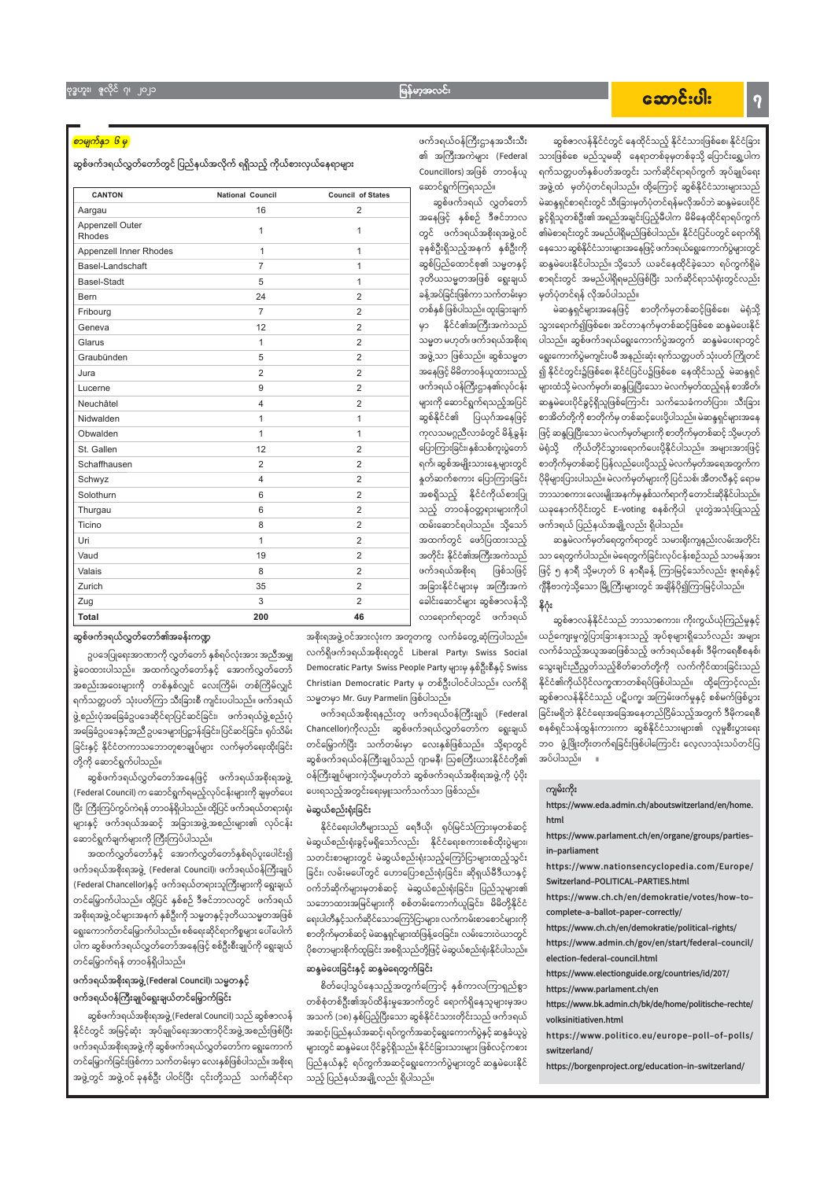*စာမျက်နှာ ၆ မှ*

**ဆွစ်ဖက်ဒရယ်လွှတ်တော်တွင် ပြည်နယ်အလိုက် ရရှိသည့် ကိုယ်စားလှယ်နေရာများ**

| CANTON | National Council | Council of States |
|---|---|---|
| Aargau | 16 | 2 |
| Appenzell Outer Rhodes | 1 | 1 |
| Appenzell Inner Rhodes | 1 | 1 |
| Basel-Landschaft | 7 | 1 |
| Basel-Stadt | 5 | 1 |
| Bern | 24 | 2 |
| Fribourg | 7 | 2 |
| Geneva | 12 | 2 |
| Glarus | 1 | 2 |
| Graubünden | 5 | 2 |
| Jura | 2 | 2 |
| Lucerne | 9 | 2 |
| Neuchâtel | 4 | 2 |
| Nidwalden | 1 | 1 |
| Obwalden | 1 | 1 |
| St. Gallen | 12 | 2 |
| Schaffhausen | 2 | 2 |
| Schwyz | 4 | 2 |
| Solothurn | 6 | 2 |
| Thurgau | 6 | 2 |
| Ticino | 8 | 2 |
| Uri | 1 | 2 |
| Vaud | 19 | 2 |
| Valais | 8 | 2 |
| Zurich | 35 | 2 |
| Zug | 3 | 2 |
| **Total** | **200** | **46** |

**ဆွစ်ဖက်ဒရယ်လွှတ်တော်၏အခန်းကဏ္ဍ**

ဥပဒေပြုရေးအာဏာကို လွှတ်တော် နှစ်ရပ်လုံးအား အညီအမျှ ခွဲဝေထားပါသည်။ အထက်လွှတ်တော်နှင့် အောက်လွှတ်တော် အစည်းအဝေးများကို တစ်နှစ်လျှင် လေးကြိမ်၊ တစ်ကြိမ်လျှင် ရက်သတ္တပတ် သုံးပတ်ကြာ သီးခြားစီ ကျင်းပပါသည်။ ဖက်ဒရယ်ဖွဲ့စည်းပုံအခြေခံဥပဒေဆိုင်ရာပြင်ဆင်ခြင်း၊ ဖက်ဒရယ်ဖွဲ့စည်းပုံ အခြေခံဥပဒေနှင့်အညီ ဥပဒေများပြဋ္ဌာန်းခြင်း၊ပြင်ဆင်ခြင်း၊ ရုပ်သိမ်းခြင်းနှင့် နိုင်ငံတကာသဘောတူစာချုပ်များ လက်မှတ်ရေးထိုးခြင်း တို့ကို ဆောင်ရွက်ပါသည်။

ဆွစ်ဖက်ဒရယ်လွှတ်တော်အနေဖြင့် ဖက်ဒရယ်အစိုးရအဖွဲ့ (Federal Council) က ဆောင်ရွက်ရမည့်လုပ်ငန်းများကို ချမှတ်ပေးပြီး ကြီးကြပ်ကွပ်ကဲရန် တာဝန်ရှိပါသည်။ ထို့ပြင် ဖက်ဒရယ်တရားရုံးများနှင့် ဖက်ဒရယ်အဆင့် အခြားအဖွဲ့အစည်းများ၏ လုပ်ငန်းဆောင်ရွက်ချက်များကို ကြီးကြပ်ပါသည်။

အထက်လွှတ်တော်နှင့် အောက်လွှတ်တော်နှစ်ရပ်ပူးပေါင်း၍ ဖက်ဒရယ်အစိုးရအဖွဲ့ (Federal Council)၊ ဖက်ဒရယ်ဝန်ကြီးချုပ် (Federal Chancellor)နှင့် ဖက်ဒရယ်တရားသူကြီးများကို ရွေးချယ်တင်မြှောက်ပါသည်။ ထို့ပြင် နှစ်စဉ် ဒီဇင်ဘာလတွင် ဖက်ဒရယ်အစိုးရအဖွဲ့ဝင်များအနက် နှစ်ဦးကို သမ္မတနှင့်ဒုတိယသမ္မတအဖြစ် ရွေးကောက်တင်မြှောက်ပါသည်။ စစ်ရေးဆိုင်ရာကိစ္စများ ပေါ်ပေါက်ပါက ဆွစ်ဖက်ဒရယ်လွှတ်တော်အနေဖြင့် စစ်ဦးစီးချုပ်ကို ရွေးချယ်တင်မြှောက်ရန် တာဝန်ရှိပါသည်။

**ဖက်ဒရယ်အစိုးရအဖွဲ့ (Federal Council)၊ သမ္မတနှင့် ဖက်ဒရယ်ဝန်ကြီးချုပ်ရွေးချယ်တင်မြှောက်ခြင်း**

ဆွစ်ဖက်ဒရယ်အစိုးရအဖွဲ့ (Federal Council) သည် ဆွစ်ဇာလန်နိုင်ငံတွင် အမြင့်ဆုံး အုပ်ချုပ်ရေးအာဏာပိုင်အဖွဲ့အစည်းဖြစ်ပြီး ဖက်ဒရယ်အစိုးရအဖွဲ့ကို ဆွစ်ဖက်ဒရယ်လွှတ်တော်က ရွေးကောက်တင်မြှောက်ခြင်းဖြစ်ကာ သက်တမ်းမှာ လေးနှစ်ဖြစ်ပါသည်။ အစိုးရအဖွဲ့တွင် အဖွဲ့ဝင် ခုနစ်ဦး ပါဝင်ပြီး ၎င်းတို့သည် သက်ဆိုင်ရာဖက်ဒရယ်ဝန်ကြီးဌာနအသီးသီး၏ အကြီးအကဲများ (Federal Councillors) အဖြစ် တာဝန်ယူဆောင်ရွက်ကြရသည်။

ဆွစ်ဖက်ဒရယ် လွှတ်တော်အနေဖြင့် နှစ်စဉ် ဒီဇင်ဘာလတွင် ဖက်ဒရယ်အစိုးရအဖွဲ့ဝင် ခုနစ်ဦးရှိသည့်အနက် နှစ်ဦးကို ဆွစ်ပြည်ထောင်စု၏ သမ္မတနှင့် ဒုတိယသမ္မတအဖြစ် ရွေးချယ်ခန့်အပ်ခြင်းဖြစ်ကာ သက်တမ်းမှာ တစ်နှစ်ဖြစ်ပါသည်။ ထူးခြားချက်မှာ နိုင်ငံ၏အကြီးအကဲသည် သမ္မတ မဟုတ်၊ ဖက်ဒရယ်အစိုးရအဖွဲ့သာ ဖြစ်သည်။ ဆွစ်သမ္မတအနေဖြင့် မိမိတာဝန်ယူထားသည့် ဖက်ဒရယ် ဝန်ကြီးဌာန၏လုပ်ငန်းများကို ဆောင်ရွက်ရသည့်အပြင် ဆွစ်နိုင်ငံ၏ ပြယုဂ်အနေဖြင့် ကုလသမဂ္ဂညီလာခံတွင် မိန့်ခွန်းပြောကြားခြင်း၊နှစ်သစ်ကူးပွဲတော်ရက်၊ ဆွစ်အမျိုးသားနေ့များတွင် နှုတ်ဆက်စကား ပြောကြားခြင်း အစရှိသည့် နိုင်ငံကိုယ်စားပြုသည့် တာဝန်တွေရှားများကိုပါ ထမ်းဆောင်ရပါသည်။ သို့သော် အထက်တွင် ဖော်ပြထားသည့်အတိုင်း နိုင်ငံ၏အကြီးအကဲသည် ဖက်ဒရယ်အစိုးရ ဖြစ်သဖြင့် အခြားနိုင်ငံများ အကြီးအကဲခေါင်းဆောင်များ ဆွစ်ဇာလန်သို့ လာရောက်ရာတွင် ဖက်ဒရယ်အစိုးရအဖွဲ့ဝင်အားလုံးက အတူတကွ လက်ခံတွေ့ဆုံကြပါသည်။ လက်ရှိဖက်ဒရယ်အစိုးရတွင် Liberal Party၊ Swiss Social Democratic Party၊ Swiss People Party များမှ နှစ်ဦးစီနှင့် Swiss Christian Democratic Party မှ တစ်ဦးပါဝင်ပါသည်။ လက်ရှိသမ္မတမှာ Mr. Guy Parmelin ဖြစ်ပါသည်။

ဖက်ဒရယ်အစိုးရနည်းတူ ဖက်ဒရယ်ဝန်ကြီးချုပ် (Federal Chancellor)ကိုလည်း ဆွစ်ဖက်ဒရယ်လွှတ်တော်က ရွေးချယ်တင်မြှောက်ပြီး သက်တမ်းမှာ လေးနှစ်ဖြစ်သည်။ သို့ရာတွင် ဆွစ်ဖက်ဒရယ်ဝန်ကြီးချုပ်သည် ဂျာမနီ၊ ဩစတြီးယားနိုင်ငံတို့၏ ဝန်ကြီးချုပ်များကဲ့သို့မဟုတ်ဘဲ ဆွစ်ဖက်ဒရယ်အစိုးရအဖွဲ့ကို ပံ့ပိုးပေးရသည့်အတွင်းရေးမှူးသဘောသာ ဖြစ်သည်။

**မဲဆွယ်စည်းရုံးခြင်း**

နိုင်ငံရေးပါတီများသည် ရေဒီယို၊ ရုပ်မြင်သံကြားမှတစ်ဆင့် မဲဆွယ်စည်းရုံးခွင့်မရှိသော်လည်း နိုင်ငံရေးစကားစစ်ထိုးပွဲများ၊ သတင်းစာများတွင် မဲဆွယ်စည်းရုံးသည့်ကြော်ငြာများထည့်သွင်းခြင်း၊ လမ်းမပေါ်တွင် ဟောပြောစည်းရုံးခြင်း၊ ဆိုရှယ်မီဒီယာနှင့် ဝက်ဘ်ဆိုက်များမှတစ်ဆင့် မဲဆွယ်စည်းရုံးခြင်း၊ ပြည်သူများ၏ သဘောထားအမြင်များကို စစ်တမ်းကောက်ယူခြင်း၊ မိမိတို့နိုင်ငံရေးပါတီနှင့်သက်ဆိုင်သောကြော်ငြာများ လက်ကမ်းစာစောင်များကို စာတိုက်မှတစ်ဆင့် မဲဆန္ဒရှင်များထံဖြန့်ဝေခြင်း၊ လမ်းဘေးပဲ့ပထားပိုစတာများစိုက်ထူခြင်း အစရှိသည်တို့ဖြင့် မဲဆွယ်စည်းရုံးနိုင်ပါသည်။

**ဆန္ဒမဲပေးခြင်းနှင့် ဆန္ဒမဲရေတွက်ခြင်း**

စီတ်ပေါ်သွင်နေသည့်အတွက်ကြောင့် နှစ်ကာလကြာရှည်စွာ တစ်စုံတစ်ဦး၏အုပ်ထိန်းမှုအောက်တွင် ရောက်ရှိနေသူများမှအပ အသက် (၁၈) နှစ်ပြည့်ပြီးသော ဆွစ်နိုင်ငံသားတိုင်းသည် ဖက်ဒရယ်အဆင့်၊ပြည်နယ်အဆင့်၊ ရပ်ကွက်အဆင့်ရွေးကောက်ပွဲနှင့် ဆန္ဒခံယူပွဲများတွင် ဆန္ဒမဲပေး ပိုင်ခွင့်ရှိသည်။ နိုင်ငံခြားသားများ ဖြစ်ပင်ကစေး ပြည်နယ်နှင့် ရပ်ကွက်အဆင့်ရွေးကောက်ပွဲများတွင် ဆန္ဒမဲပေးနိုင်သည့် ပြည်နယ်အချို့လည်း ရှိပါသည်။

ဆွစ်ဇာလန်နိုင်ငံတွင် နေထိုင်သည့် နိုင်ငံသားဖြစ်စေ၊ နိုင်ငံခြားသားဖြစ်စေ မည်သူမဆို နေရာတစ်ခုမှတစ်ခုသို့ ပြောင်းရွှေ့ပါက ရက်သတ္တပတ်နှစ်ပတ်အတွင်း သက်ဆိုင်ရာရပ်ကွက် အုပ်ချုပ်ရေးအဖွဲ့ထံ မှတ်ပုံတင်ရပါသည်။ ထို့ကြောင့် ဆွစ်နိုင်ငံသားများသည် မဲဆန္ဒရှင်စာရင်းတွင် သီးခြားမှတ်ပုံတင်ရန်မလိုအပ်ဘဲ ဆန္ဒမဲပေးပိုင်ခွင့်ရှိသူတစ်ဦး၏ အရည်အချင်းပြည့်မီပါက မိမိနေထိုင်ရာရပ်ကွက်၏မဲစာရင်းတွင် အလိုအလျောက်ပါရှိမည်ဖြစ်ပါသည်။ နိုင်ငံပြင်ပတွင် ရောက်ရှိနေသော ဆွစ်နိုင်ငံသားများအနေဖြင့် ဖက်ဒရယ်ရွေးကောက်ပွဲများတွင် ဆန္ဒမဲပေးနိုင်ပါသည်။ သို့သော် ယခင်နေထိုင်ခဲ့သော ရပ်ကွက်ရှိမဲစာရင်းတွင် အမည်ပါရှိရမည်ဖြစ်ပြီး သက်ဆိုင်ရာသံရုံးတွင်လည်း မှတ်ပုံတင်ရန် လိုအပ်ပါသည်။

မဲဆန္ဒရှင်များအနေဖြင့် စာတိုက်မှတစ်ဆင့်ဖြစ်စေ၊ မဲရုံသို့ သွားရောက်၍ဖြစ်စေ၊ အင်တာနက်မှတစ်ဆင့်ဖြစ်စေ ဆန္ဒမဲပေးနိုင်ပါသည်။ ဆွစ်ဖက်ဒရယ်ရွေးကောက်ပွဲအတွက် ဆန္ဒမဲပေးရာတွင် ရွေးကောက်ပွဲမကျင်းပမီ အနည်းဆုံး ရက်သတ္တပတ် သုံးပတ်ကြိုတင်၍ နိုင်ငံတွင်းရှိဖြစ်စေ၊ နိုင်ငံပြင်ပရှိဖြစ်စေ နေထိုင်သည့် မဲဆန္ဒရှင်များထံသို့ မဲလက်မှတ်၊ ဆန္ဒပြုပြီးသော မဲလက်မှတ်ထည့်ရန် စာအိတ်၊ ဆန္ဒမဲပေးပိုင်ခွင့်ရှိသူဖြစ်ကြောင်း သက်သေခံကတ်ပြား သီးခြားစာအိတ်တို့ကို စာတိုက်မှ တစ်ဆင့်ပေးပို့ပါသည်။ မဲဆန္ဒရှင်များအနေဖြင့် ဆန္ဒပြုပြီးသော မဲလက်မှတ်များကို စာတိုက်မှတစ်ဆင့် သို့မဟုတ် မဲရုံသို့ ကိုယ်တိုင်သွားရောက်ပေးပို့နိုင်ပါသည်။ အများအားဖြင့် စာတိုက်မှတစ်ဆင့် ပြန်လည်ပေးပို့သည့် မဲလက်မှတ်အရေအတွက်က ပိုမိုများပြားပါသည်။ မဲလက်မှတ်များကို ပြင်သစ်၊ ဂျာမန်နှင့် အီတလီ ဘာသာစကားလေးမျိုးအနက်မှ နှစ်သက်ရာကို တောင်းဆိုနိုင်ပါသည်။ ယခုနောက်ပိုင်းတွင် E-voting စနစ်ကိုပါ ပူးတွဲအသုံးပြုသည့် ဖက်ဒရယ် ပြည်နယ်အချို့လည်း ရှိပါသည်။

ဆန္ဒမဲလက်မှတ်ရေတွက်ရာတွင် သမားရိုးကျနည်းလမ်းအတိုင်းသာ ရေတွက်ပါသည်။ မဲရေတွက်ခြင်းလုပ်ငန်းစဉ်သည် သာမန်အားဖြင့် ၅ နာရီ သို့မဟုတ် ၆ နာရီခန့် ကြာမြင့်သော်လည်း ဇူးရစ်နှင့် ဂျီနီဗာကဲ့သို့သော မြို့ကြီးများတွင် အချိန်ပို၍ကြာမြင့်ပါသည်။

**နိဂုံး**

ဆွစ်ဇာလန်နိုင်ငံသည် ဘာသာစကား၊ ကိုးကွယ်ယုံကြည်မှုနှင့် ယဉ်ကျေးမှုကွဲပြားခြားနားသည့် အုပ်စုများရှိသော်လည်း အများလက်ခံသည့်အယူအဆဖြစ်သည့် ဖက်ဒရယ်စနစ်၊ ဒီမိုကရေစီစနစ်၊ သွေးချင်းညီညွတ်သည့်စိတ်ဓာတ်တို့ကို လက်ကိုင်ထားခြင်းသည် နိုင်ငံ၏ကိုယ်ပိုင်လက္ခဏာတစ်ရပ်ဖြစ်ပါသည်။ ထို့ကြောင့်လည်း ဆွစ်ဇာလန်နိုင်ငံသည် ပဋိပက္ခ၊ အကြမ်းဖက်မှုနှင့် စစ်မက်ဖြစ်ပွားခြင်းမရှိဘဲ နိုင်ငံရေးအခြေအနေတည်ငြိမ်သည့်အတွက် ဒီမိုကရေစီစနစ်ရင့်သန်ထွန်းကားကာ ဆွစ်နိုင်ငံသားများ၏ လူမှုစီးပွားရေးဘဝ ဖွံ့ဖြိုးတိုးတက်ရခြင်းဖြစ်ပါကြောင်း လေ့လာသုံးသပ်တင်ပြအပ်ပါသည်။ ။

**ကျမ်းကိုး**

https://www.eda.admin.ch/aboutswitzerland/en/home.html

https://www.parlament.ch/en/organe/groups/parties-in-parliament

https://www.nationsencyclopedia.com/Europe/Switzerland-POLITICAL-PARTIES.html

https://www.ch.ch/en/demokratie/votes/how-to-complete-a-ballot-paper-correctly/

https://www.ch.ch/en/demokratie/political-rights/

https://www.admin.ch/gov/en/start/federal-council/election-federal-council.html

https://www.electionguide.org/countries/id/207/

https://www.parlament.ch/en

https://www.bk.admin.ch/bk/de/home/politische-rechte/volksinitiativen.html

https://www.politico.eu/europe-poll-of-polls/switzerland/

https://borgenproject.org/education-in-switzerland/